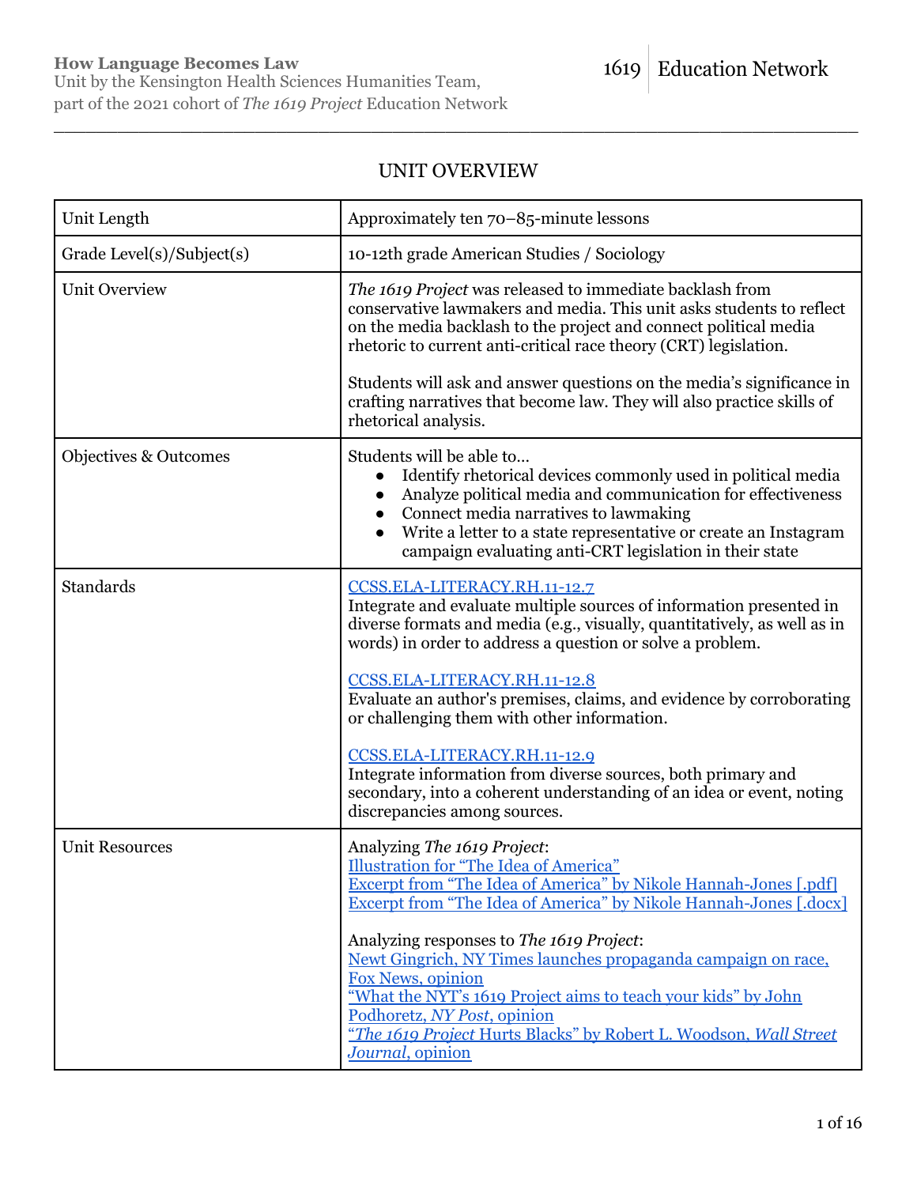**How Language Becomes Law**
Unit by the Kensington Health Sciences Humanities Team, part of the 2021 cohort of *The 1619 Project* Education Network

1619 | Education Network

## UNIT OVERVIEW

| | |
|---|---|
| Unit Length | Approximately ten 70–85-minute lessons |
| Grade Level(s)/Subject(s) | 10-12th grade American Studies / Sociology |
| Unit Overview | *The 1619 Project* was released to immediate backlash from conservative lawmakers and media. This unit asks students to reflect on the media backlash to the project and connect political media rhetoric to current anti-critical race theory (CRT) legislation.<br><br>Students will ask and answer questions on the media's significance in crafting narratives that become law. They will also practice skills of rhetorical analysis. |
| Objectives & Outcomes | Students will be able to…<br>• Identify rhetorical devices commonly used in political media<br>• Analyze political media and communication for effectiveness<br>• Connect media narratives to lawmaking<br>• Write a letter to a state representative or create an Instagram campaign evaluating anti-CRT legislation in their state |
| Standards | CCSS.ELA-LITERACY.RH.11-12.7<br>Integrate and evaluate multiple sources of information presented in diverse formats and media (e.g., visually, quantitatively, as well as in words) in order to address a question or solve a problem.<br><br>CCSS.ELA-LITERACY.RH.11-12.8<br>Evaluate an author's premises, claims, and evidence by corroborating or challenging them with other information.<br><br>CCSS.ELA-LITERACY.RH.11-12.9<br>Integrate information from diverse sources, both primary and secondary, into a coherent understanding of an idea or event, noting discrepancies among sources. |
| Unit Resources | Analyzing *The 1619 Project*:<br>Illustration for "The Idea of America"<br>Excerpt from "The Idea of America" by Nikole Hannah-Jones [.pdf]<br>Excerpt from "The Idea of America" by Nikole Hannah-Jones [.docx]<br><br>Analyzing responses to *The 1619 Project*:<br>Newt Gingrich, NY Times launches propaganda campaign on race, Fox News, opinion<br>"What the NYT's 1619 Project aims to teach your kids" by John Podhoretz, *NY Post*, opinion<br>"*The 1619 Project* Hurts Blacks" by Robert L. Woodson, *Wall Street Journal*, opinion |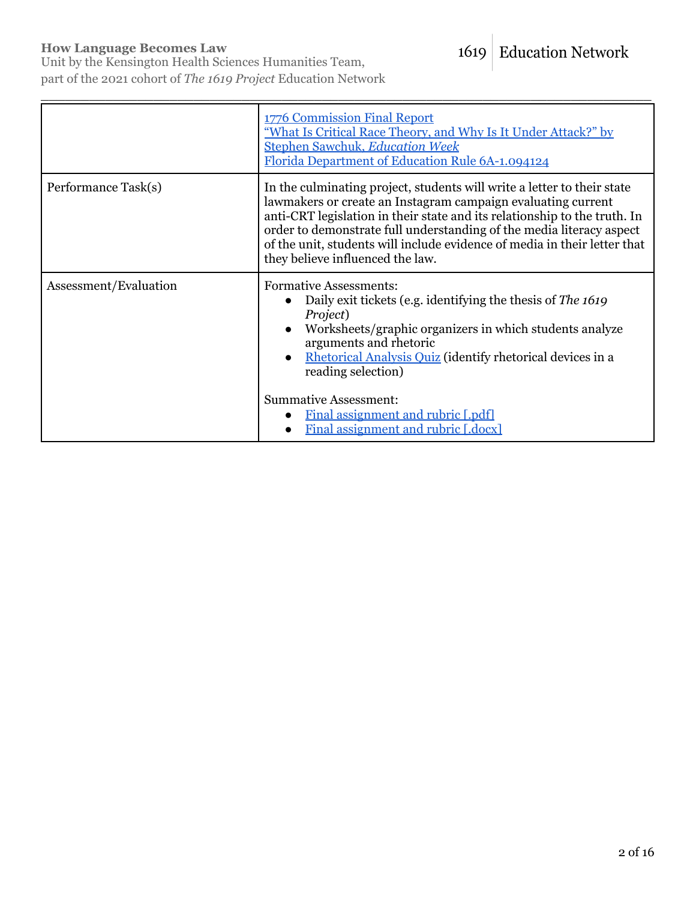| | |
|---|---|
| | 1776 Commission Final Report<br>"What Is Critical Race Theory, and Why Is It Under Attack?" by Stephen Sawchuk, *Education Week*<br>Florida Department of Education Rule 6A-1.094124 |
| Performance Task(s) | In the culminating project, students will write a letter to their state lawmakers or create an Instagram campaign evaluating current anti-CRT legislation in their state and its relationship to the truth. In order to demonstrate full understanding of the media literacy aspect of the unit, students will include evidence of media in their letter that they believe influenced the law. |
| Assessment/Evaluation | Formative Assessments:<br>• Daily exit tickets (e.g. identifying the thesis of *The 1619 Project*)<br>• Worksheets/graphic organizers in which students analyze arguments and rhetoric<br>• Rhetorical Analysis Quiz (identify rhetorical devices in a reading selection)<br><br>Summative Assessment:<br>• Final assignment and rubric [.pdf]<br>• Final assignment and rubric [.docx] |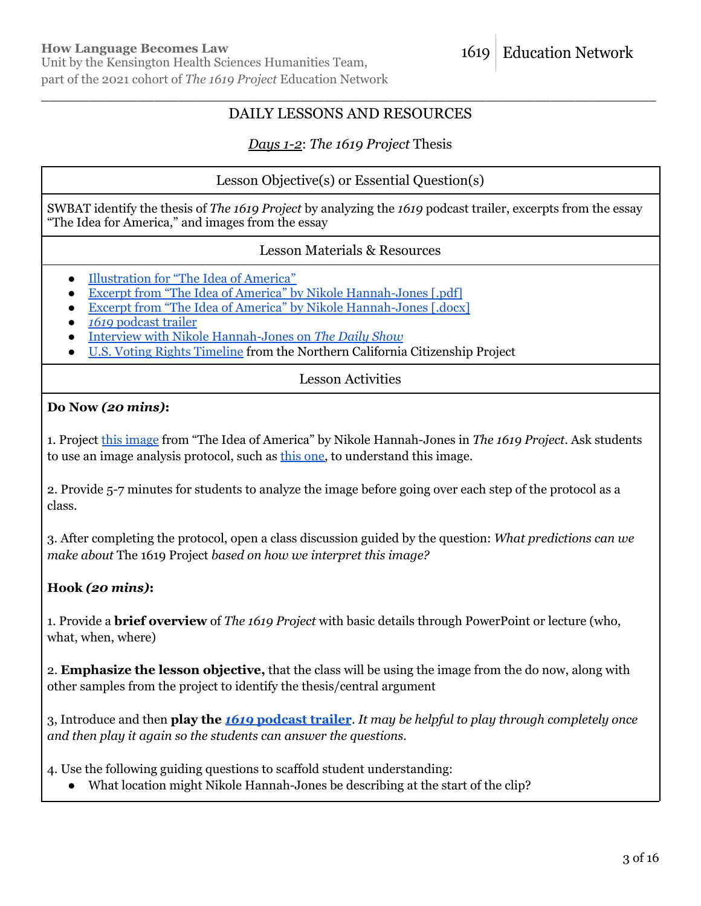# DAILY LESSONS AND RESOURCES

## *Days 1-2*: *The 1619 Project* Thesis

| Lesson Objective(s) or Essential Question(s) |
|---|
| SWBAT identify the thesis of *The 1619 Project* by analyzing the *1619* podcast trailer, excerpts from the essay "The Idea for America," and images from the essay |

### Lesson Materials & Resources

- Illustration for "The Idea of America"
- Excerpt from "The Idea of America" by Nikole Hannah-Jones [.pdf]
- Excerpt from "The Idea of America" by Nikole Hannah-Jones [.docx]
- *1619* podcast trailer
- Interview with Nikole Hannah-Jones on *The Daily Show*
- U.S. Voting Rights Timeline from the Northern California Citizenship Project

### Lesson Activities

**Do Now *(20 mins)*:**

1. Project this image from "The Idea of America" by Nikole Hannah-Jones in *The 1619 Project*. Ask students to use an image analysis protocol, such as this one, to understand this image.

2. Provide 5-7 minutes for students to analyze the image before going over each step of the protocol as a class.

3. After completing the protocol, open a class discussion guided by the question: *What predictions can we make about* The 1619 Project *based on how we interpret this image?*

**Hook *(20 mins)*:**

1. Provide a **brief overview** of *The 1619 Project* with basic details through PowerPoint or lecture (who, what, when, where)

2. **Emphasize the lesson objective,** that the class will be using the image from the do now, along with other samples from the project to identify the thesis/central argument

3, Introduce and then **play the *1619* podcast trailer**. *It may be helpful to play through completely once and then play it again so the students can answer the questions.*

4. Use the following guiding questions to scaffold student understanding:

- What location might Nikole Hannah-Jones be describing at the start of the clip?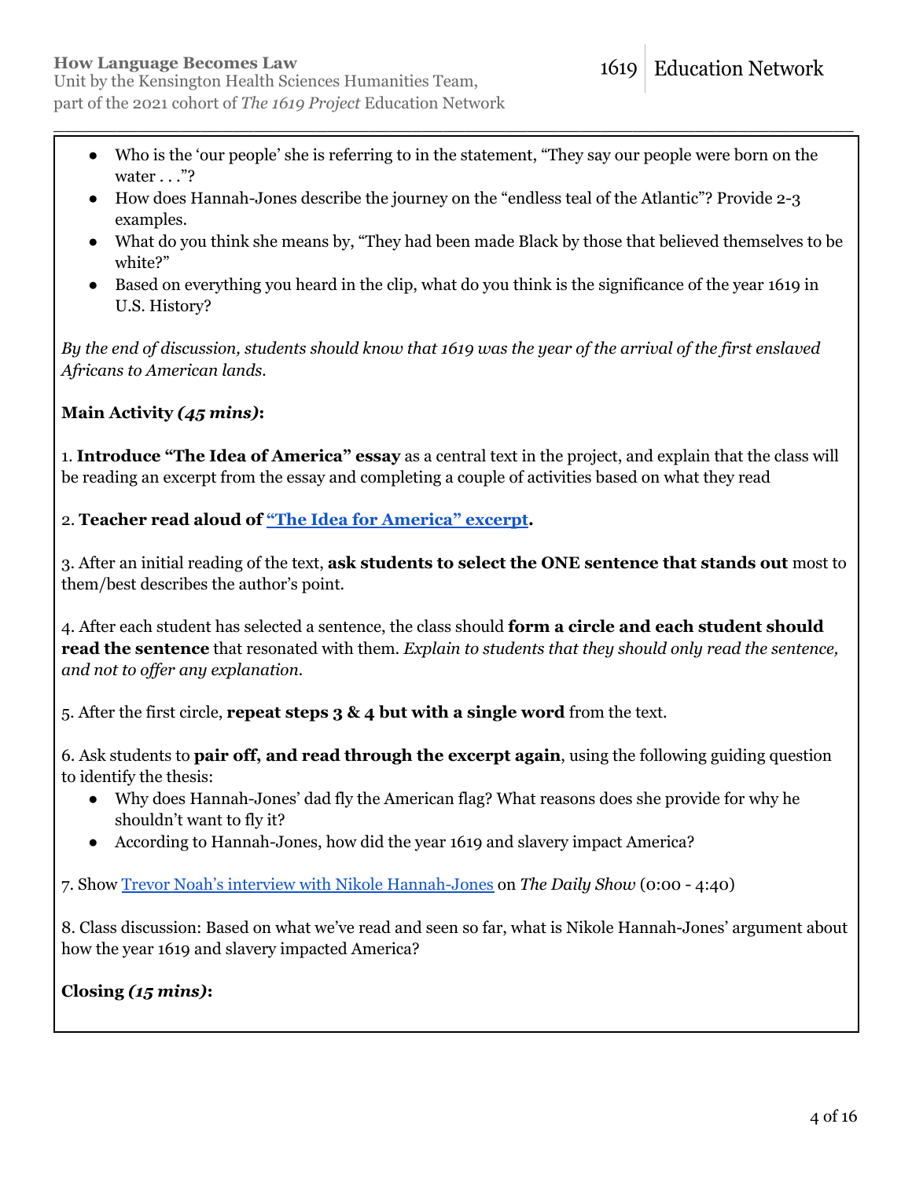- Who is the 'our people' she is referring to in the statement, "They say our people were born on the water . . ."?
- How does Hannah-Jones describe the journey on the "endless teal of the Atlantic"? Provide 2-3 examples.
- What do you think she means by, "They had been made Black by those that believed themselves to be white?"
- Based on everything you heard in the clip, what do you think is the significance of the year 1619 in U.S. History?

*By the end of discussion, students should know that 1619 was the year of the arrival of the first enslaved Africans to American lands.*

**Main Activity *(45 mins)*:**

1. **Introduce "The Idea of America" essay** as a central text in the project, and explain that the class will be reading an excerpt from the essay and completing a couple of activities based on what they read

2. **Teacher read aloud of "The Idea for America" excerpt.**

3. After an initial reading of the text, **ask students to select the ONE sentence that stands out** most to them/best describes the author's point.

4. After each student has selected a sentence, the class should **form a circle and each student should read the sentence** that resonated with them. *Explain to students that they should only read the sentence, and not to offer any explanation.*

5. After the first circle, **repeat steps 3 & 4 but with a single word** from the text.

6. Ask students to **pair off, and read through the excerpt again**, using the following guiding question to identify the thesis:

- Why does Hannah-Jones' dad fly the American flag? What reasons does she provide for why he shouldn't want to fly it?
- According to Hannah-Jones, how did the year 1619 and slavery impact America?

7. Show Trevor Noah's interview with Nikole Hannah-Jones on *The Daily Show* (0:00 - 4:40)

8. Class discussion: Based on what we've read and seen so far, what is Nikole Hannah-Jones' argument about how the year 1619 and slavery impacted America?

**Closing *(15 mins)*:**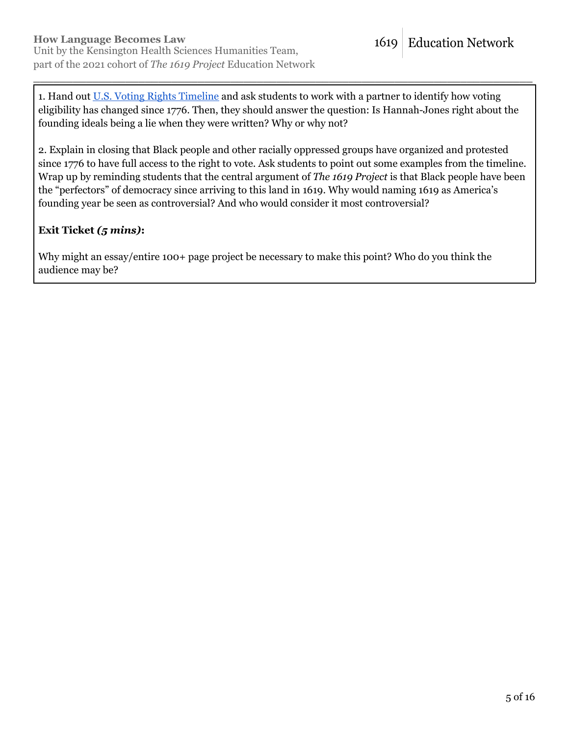1. Hand out [U.S. Voting Rights Timeline] and ask students to work with a partner to identify how voting eligibility has changed since 1776. Then, they should answer the question: Is Hannah-Jones right about the founding ideals being a lie when they were written? Why or why not?

2. Explain in closing that Black people and other racially oppressed groups have organized and protested since 1776 to have full access to the right to vote. Ask students to point out some examples from the timeline. Wrap up by reminding students that the central argument of *The 1619 Project* is that Black people have been the "perfectors" of democracy since arriving to this land in 1619. Why would naming 1619 as America's founding year be seen as controversial? And who would consider it most controversial?

**Exit Ticket *(5 mins)*:**

Why might an essay/entire 100+ page project be necessary to make this point? Who do you think the audience may be?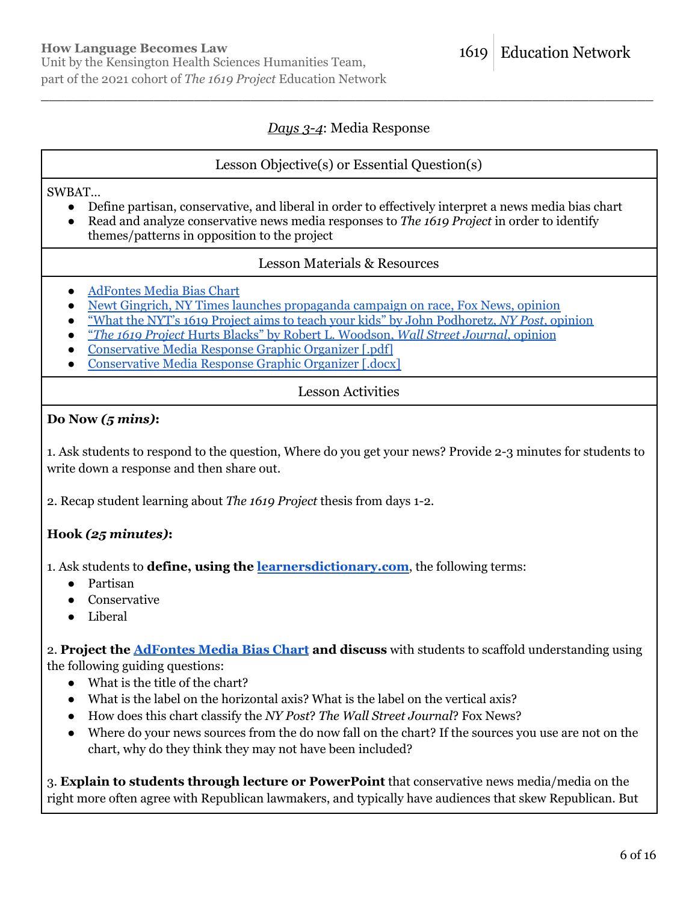## *Days 3-4*: Media Response

### Lesson Objective(s) or Essential Question(s)

SWBAT…

- Define partisan, conservative, and liberal in order to effectively interpret a news media bias chart
- Read and analyze conservative news media responses to *The 1619 Project* in order to identify themes/patterns in opposition to the project

### Lesson Materials & Resources

- AdFontes Media Bias Chart
- Newt Gingrich, NY Times launches propaganda campaign on race, Fox News, opinion
- "What the NYT's 1619 Project aims to teach your kids" by John Podhoretz, *NY Post*, opinion
- "*The 1619 Project* Hurts Blacks" by Robert L. Woodson, *Wall Street Journal*, opinion
- Conservative Media Response Graphic Organizer [.pdf]
- Conservative Media Response Graphic Organizer [.docx]

### Lesson Activities

**Do Now *(5 mins)*:**

1. Ask students to respond to the question, Where do you get your news? Provide 2-3 minutes for students to write down a response and then share out.

2. Recap student learning about *The 1619 Project* thesis from days 1-2.

**Hook *(25 minutes)*:**

1. Ask students to **define, using the learnersdictionary.com**, the following terms:

- Partisan
- Conservative
- Liberal

2. **Project the AdFontes Media Bias Chart and discuss** with students to scaffold understanding using the following guiding questions:

- What is the title of the chart?
- What is the label on the horizontal axis? What is the label on the vertical axis?
- How does this chart classify the *NY Post*? *The Wall Street Journal*? Fox News?
- Where do your news sources from the do now fall on the chart? If the sources you use are not on the chart, why do they think they may not have been included?

3. **Explain to students through lecture or PowerPoint** that conservative news media/media on the right more often agree with Republican lawmakers, and typically have audiences that skew Republican. But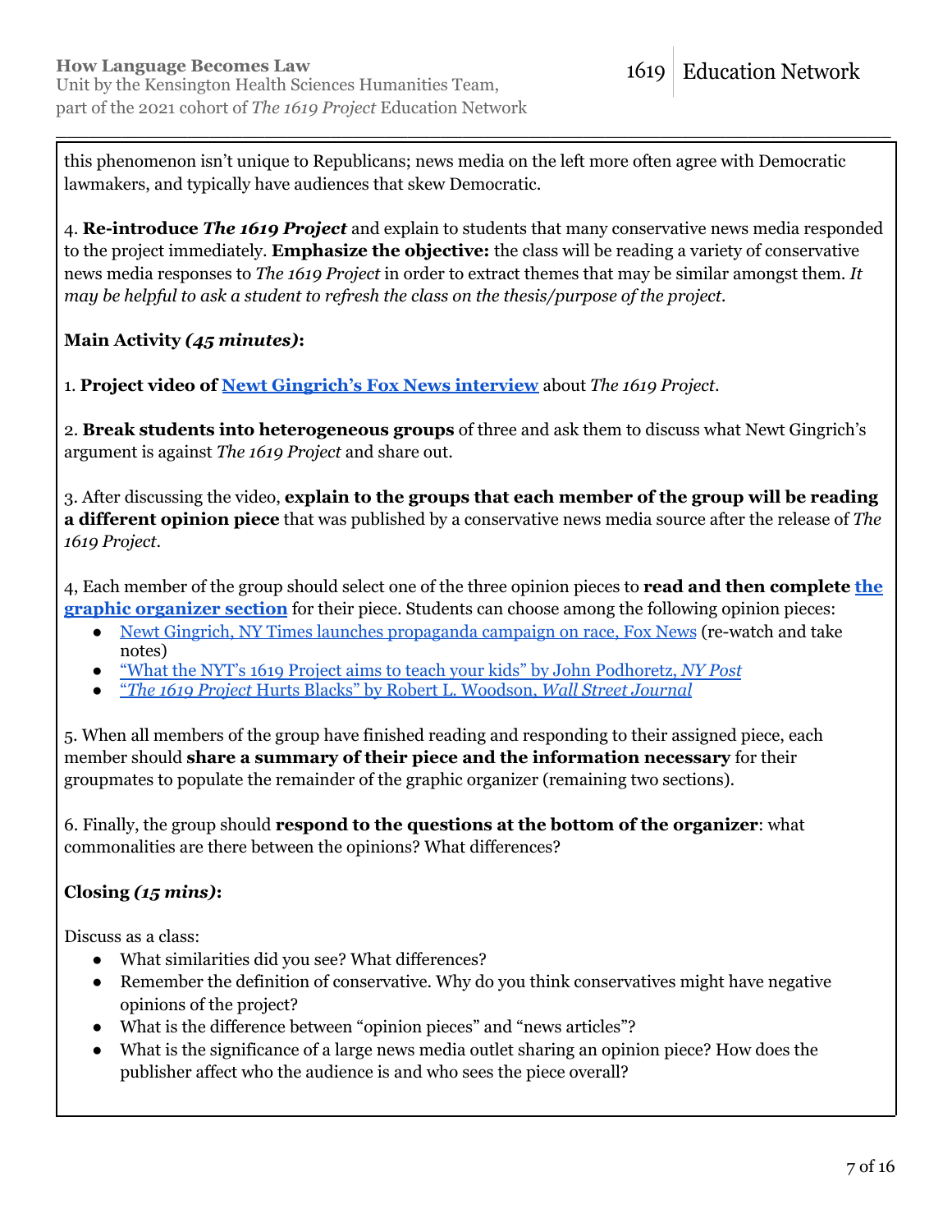this phenomenon isn't unique to Republicans; news media on the left more often agree with Democratic lawmakers, and typically have audiences that skew Democratic.

4. **Re-introduce *The 1619 Project*** and explain to students that many conservative news media responded to the project immediately. **Emphasize the objective:** the class will be reading a variety of conservative news media responses to *The 1619 Project* in order to extract themes that may be similar amongst them. *It may be helpful to ask a student to refresh the class on the thesis/purpose of the project.*

**Main Activity *(45 minutes)*:**

1. **Project video of Newt Gingrich's Fox News interview** about *The 1619 Project*.

2. **Break students into heterogeneous groups** of three and ask them to discuss what Newt Gingrich's argument is against *The 1619 Project* and share out.

3. After discussing the video, **explain to the groups that each member of the group will be reading a different opinion piece** that was published by a conservative news media source after the release of *The 1619 Project*.

4, Each member of the group should select one of the three opinion pieces to **read and then complete the graphic organizer section** for their piece. Students can choose among the following opinion pieces:

- Newt Gingrich, NY Times launches propaganda campaign on race, Fox News (re-watch and take notes)
- "What the NYT's 1619 Project aims to teach your kids" by John Podhoretz, *NY Post*
- "*The 1619 Project* Hurts Blacks" by Robert L. Woodson, *Wall Street Journal*

5. When all members of the group have finished reading and responding to their assigned piece, each member should **share a summary of their piece and the information necessary** for their groupmates to populate the remainder of the graphic organizer (remaining two sections).

6. Finally, the group should **respond to the questions at the bottom of the organizer**: what commonalities are there between the opinions? What differences?

**Closing *(15 mins)*:**

Discuss as a class:

- What similarities did you see? What differences?
- Remember the definition of conservative. Why do you think conservatives might have negative opinions of the project?
- What is the difference between "opinion pieces" and "news articles"?
- What is the significance of a large news media outlet sharing an opinion piece? How does the publisher affect who the audience is and who sees the piece overall?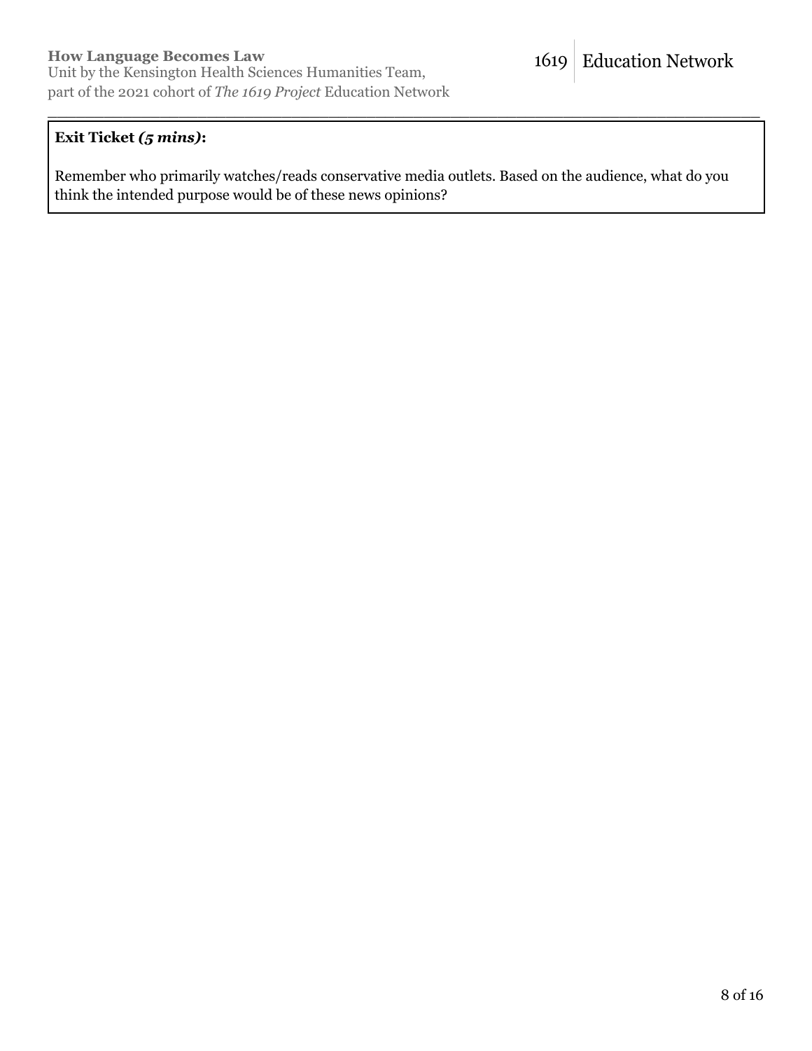**Exit Ticket *(5 mins)*:**

Remember who primarily watches/reads conservative media outlets. Based on the audience, what do you think the intended purpose would be of these news opinions?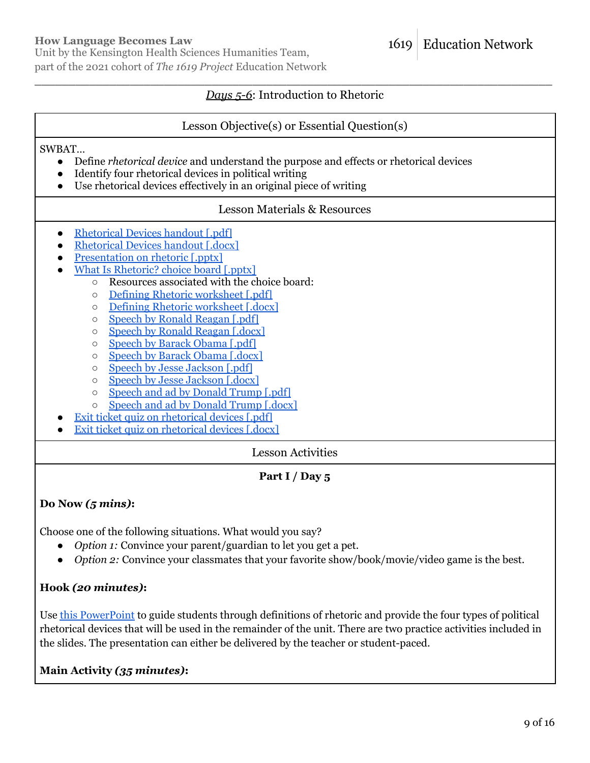## *Days 5-6*: Introduction to Rhetoric

| Lesson Objective(s) or Essential Question(s) |
|---|
| SWBAT… <br>• Define *rhetorical device* and understand the purpose and effects or rhetorical devices <br>• Identify four rhetorical devices in political writing <br>• Use rhetorical devices effectively in an original piece of writing |

### Lesson Materials & Resources

- Rhetorical Devices handout [.pdf]
- Rhetorical Devices handout [.docx]
- Presentation on rhetoric [.pptx]
- What Is Rhetoric? choice board [.pptx]
  - Resources associated with the choice board:
  - Defining Rhetoric worksheet [.pdf]
  - Defining Rhetoric worksheet [.docx]
  - Speech by Ronald Reagan [.pdf]
  - Speech by Ronald Reagan [.docx]
  - Speech by Barack Obama [.pdf]
  - Speech by Barack Obama [.docx]
  - Speech by Jesse Jackson [.pdf]
  - Speech by Jesse Jackson [.docx]
  - Speech and ad by Donald Trump [.pdf]
  - Speech and ad by Donald Trump [.docx]
- Exit ticket quiz on rhetorical devices [.pdf]
- Exit ticket quiz on rhetorical devices [.docx]

### Lesson Activities

**Part I / Day 5**

**Do Now *(5 mins)*:**

Choose one of the following situations. What would you say?

- *Option 1:* Convince your parent/guardian to let you get a pet.
- *Option 2:* Convince your classmates that your favorite show/book/movie/video game is the best.

**Hook *(20 minutes)*:**

Use this PowerPoint to guide students through definitions of rhetoric and provide the four types of political rhetorical devices that will be used in the remainder of the unit. There are two practice activities included in the slides. The presentation can either be delivered by the teacher or student-paced.

**Main Activity *(35 minutes)*:**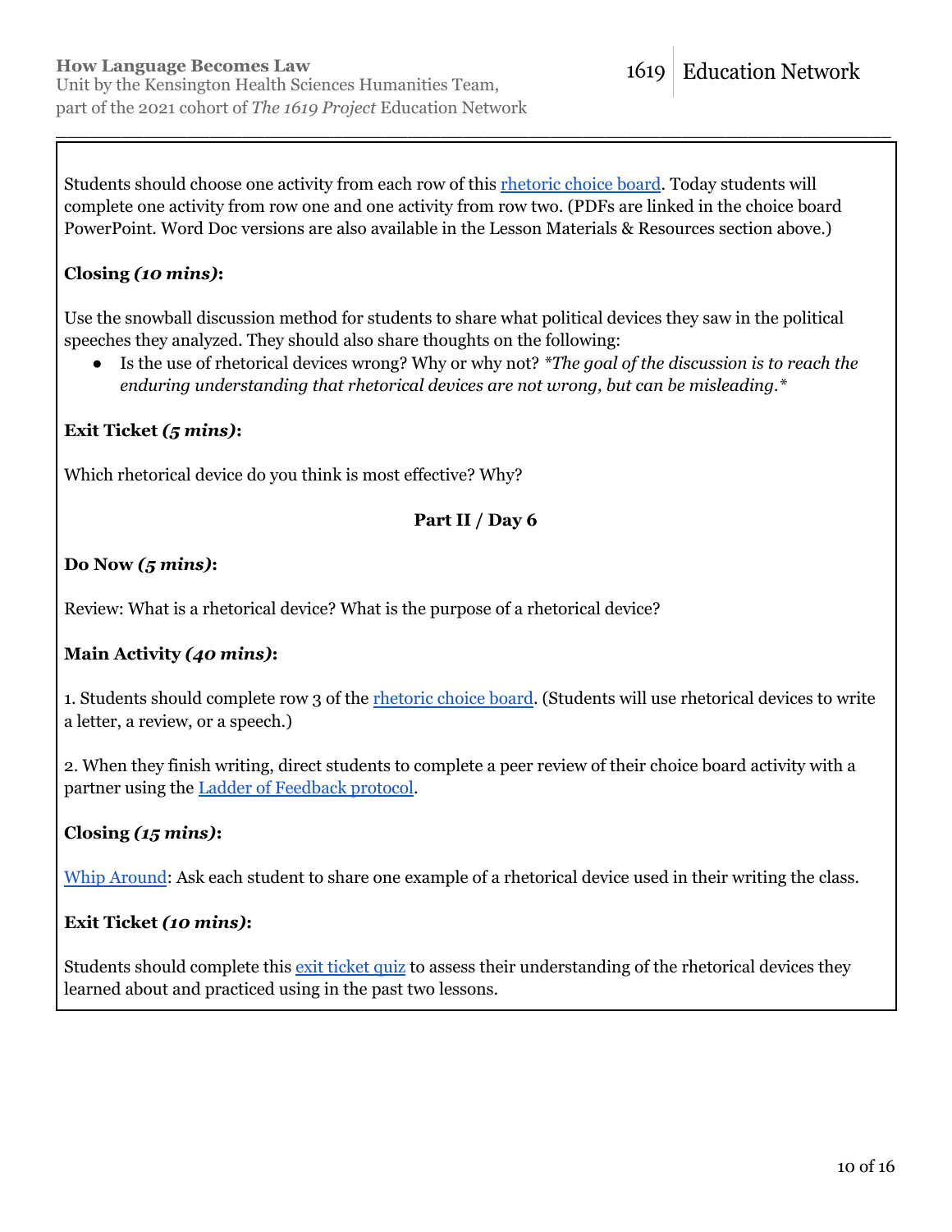Students should choose one activity from each row of this [rhetoric choice board](). Today students will complete one activity from row one and one activity from row two. (PDFs are linked in the choice board PowerPoint. Word Doc versions are also available in the Lesson Materials & Resources section above.)

**Closing *(10 mins)*:**

Use the snowball discussion method for students to share what political devices they saw in the political speeches they analyzed. They should also share thoughts on the following:

- Is the use of rhetorical devices wrong? Why or why not? *\*The goal of the discussion is to reach the enduring understanding that rhetorical devices are not wrong, but can be misleading.\**

**Exit Ticket *(5 mins)*:**

Which rhetorical device do you think is most effective? Why?

**Part II / Day 6**

**Do Now *(5 mins)*:**

Review: What is a rhetorical device? What is the purpose of a rhetorical device?

**Main Activity *(40 mins)*:**

1. Students should complete row 3 of the [rhetoric choice board](). (Students will use rhetorical devices to write a letter, a review, or a speech.)

2. When they finish writing, direct students to complete a peer review of their choice board activity with a partner using the [Ladder of Feedback protocol]().

**Closing *(15 mins)*:**

[Whip Around](): Ask each student to share one example of a rhetorical device used in their writing the class.

**Exit Ticket *(10 mins)*:**

Students should complete this [exit ticket quiz]() to assess their understanding of the rhetorical devices they learned about and practiced using in the past two lessons.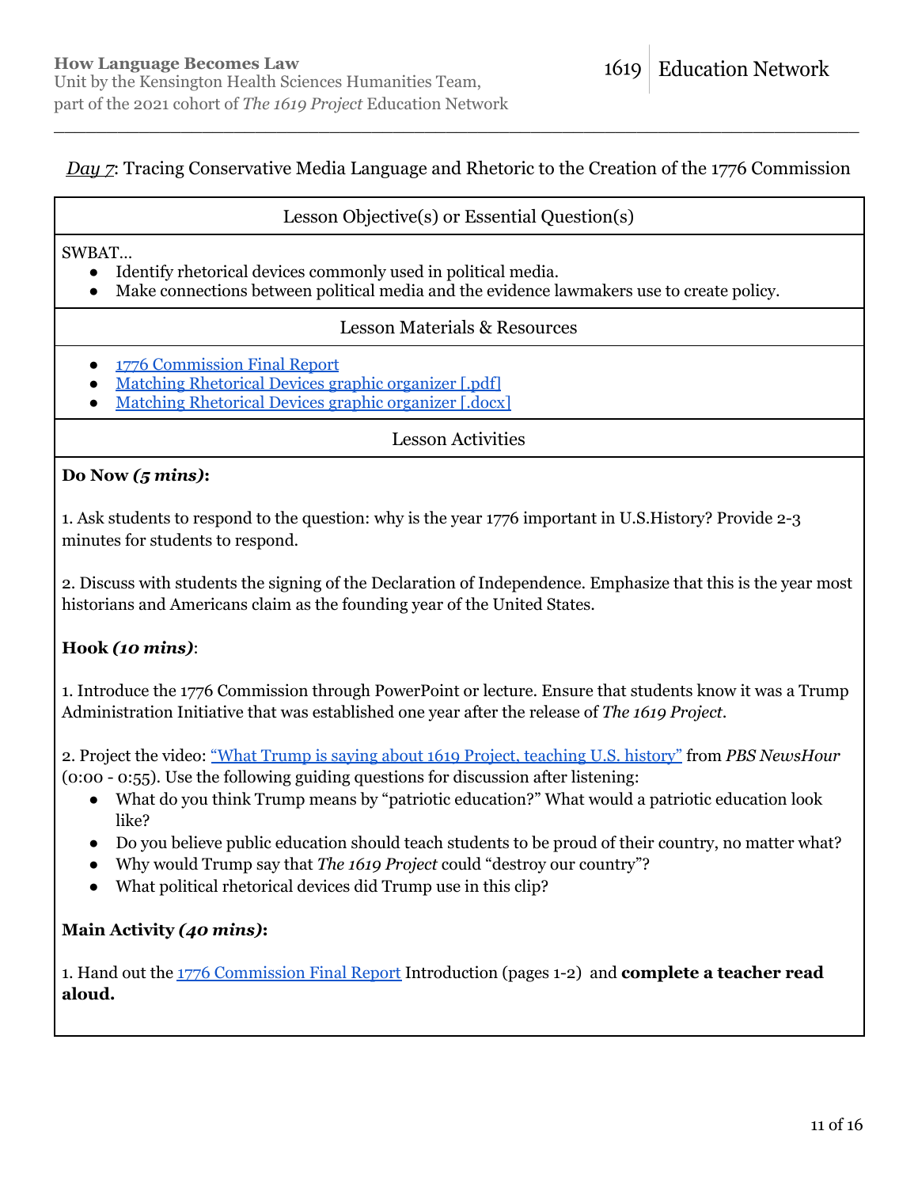*Day 7*: Tracing Conservative Media Language and Rhetoric to the Creation of the 1776 Commission

## Lesson Objective(s) or Essential Question(s)

SWBAT…

- Identify rhetorical devices commonly used in political media.
- Make connections between political media and the evidence lawmakers use to create policy.

## Lesson Materials & Resources

- 1776 Commission Final Report
- Matching Rhetorical Devices graphic organizer [.pdf]
- Matching Rhetorical Devices graphic organizer [.docx]

## Lesson Activities

**Do Now *(5 mins)*:**

1. Ask students to respond to the question: why is the year 1776 important in U.S.History? Provide 2-3 minutes for students to respond.

2. Discuss with students the signing of the Declaration of Independence. Emphasize that this is the year most historians and Americans claim as the founding year of the United States.

**Hook *(10 mins)***:

1. Introduce the 1776 Commission through PowerPoint or lecture. Ensure that students know it was a Trump Administration Initiative that was established one year after the release of *The 1619 Project*.

2. Project the video: "What Trump is saying about 1619 Project, teaching U.S. history" from *PBS NewsHour* (0:00 - 0:55). Use the following guiding questions for discussion after listening:

- What do you think Trump means by "patriotic education?" What would a patriotic education look like?
- Do you believe public education should teach students to be proud of their country, no matter what?
- Why would Trump say that *The 1619 Project* could "destroy our country"?
- What political rhetorical devices did Trump use in this clip?

**Main Activity *(40 mins)*:**

1. Hand out the 1776 Commission Final Report Introduction (pages 1-2) and **complete a teacher read aloud.**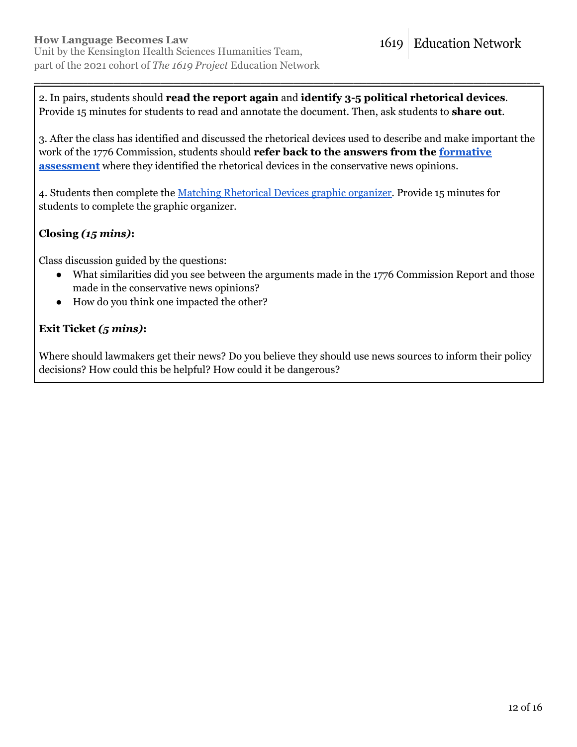2. In pairs, students should **read the report again** and **identify 3-5 political rhetorical devices**. Provide 15 minutes for students to read and annotate the document. Then, ask students to **share out**.

3. After the class has identified and discussed the rhetorical devices used to describe and make important the work of the 1776 Commission, students should **refer back to the answers from the [formative assessment](#)** where they identified the rhetorical devices in the conservative news opinions.

4. Students then complete the [Matching Rhetorical Devices graphic organizer](#). Provide 15 minutes for students to complete the graphic organizer.

**Closing *(15 mins)*:**

Class discussion guided by the questions:

- What similarities did you see between the arguments made in the 1776 Commission Report and those made in the conservative news opinions?
- How do you think one impacted the other?

**Exit Ticket *(5 mins)*:**

Where should lawmakers get their news? Do you believe they should use news sources to inform their policy decisions? How could this be helpful? How could it be dangerous?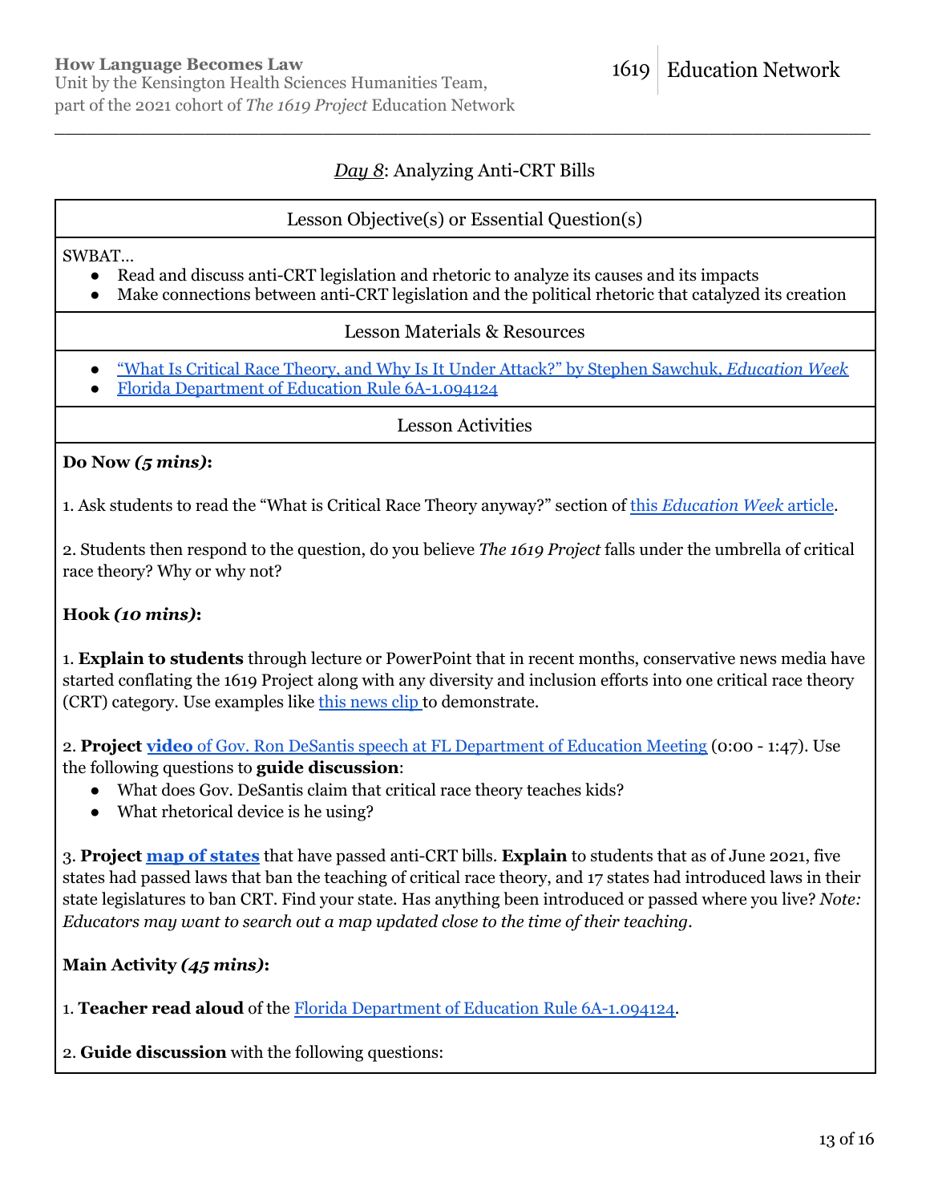*Day 8*: Analyzing Anti-CRT Bills

## Lesson Objective(s) or Essential Question(s)

SWBAT…

- Read and discuss anti-CRT legislation and rhetoric to analyze its causes and its impacts
- Make connections between anti-CRT legislation and the political rhetoric that catalyzed its creation

## Lesson Materials & Resources

- "What Is Critical Race Theory, and Why Is It Under Attack?" by Stephen Sawchuk, *Education Week*
- Florida Department of Education Rule 6A-1.094124

## Lesson Activities

**Do Now *(5 mins)*:**

1. Ask students to read the "What is Critical Race Theory anyway?" section of this *Education Week* article.

2. Students then respond to the question, do you believe *The 1619 Project* falls under the umbrella of critical race theory? Why or why not?

**Hook *(10 mins)*:**

1. **Explain to students** through lecture or PowerPoint that in recent months, conservative news media have started conflating the 1619 Project along with any diversity and inclusion efforts into one critical race theory (CRT) category. Use examples like this news clip to demonstrate.

2. **Project video** of Gov. Ron DeSantis speech at FL Department of Education Meeting (0:00 - 1:47). Use the following questions to **guide discussion**:

- What does Gov. DeSantis claim that critical race theory teaches kids?
- What rhetorical device is he using?

3. **Project map of states** that have passed anti-CRT bills. **Explain** to students that as of June 2021, five states had passed laws that ban the teaching of critical race theory, and 17 states had introduced laws in their state legislatures to ban CRT. Find your state. Has anything been introduced or passed where you live? *Note: Educators may want to search out a map updated close to the time of their teaching.*

**Main Activity *(45 mins)*:**

1. **Teacher read aloud** of the Florida Department of Education Rule 6A-1.094124.

2. **Guide discussion** with the following questions: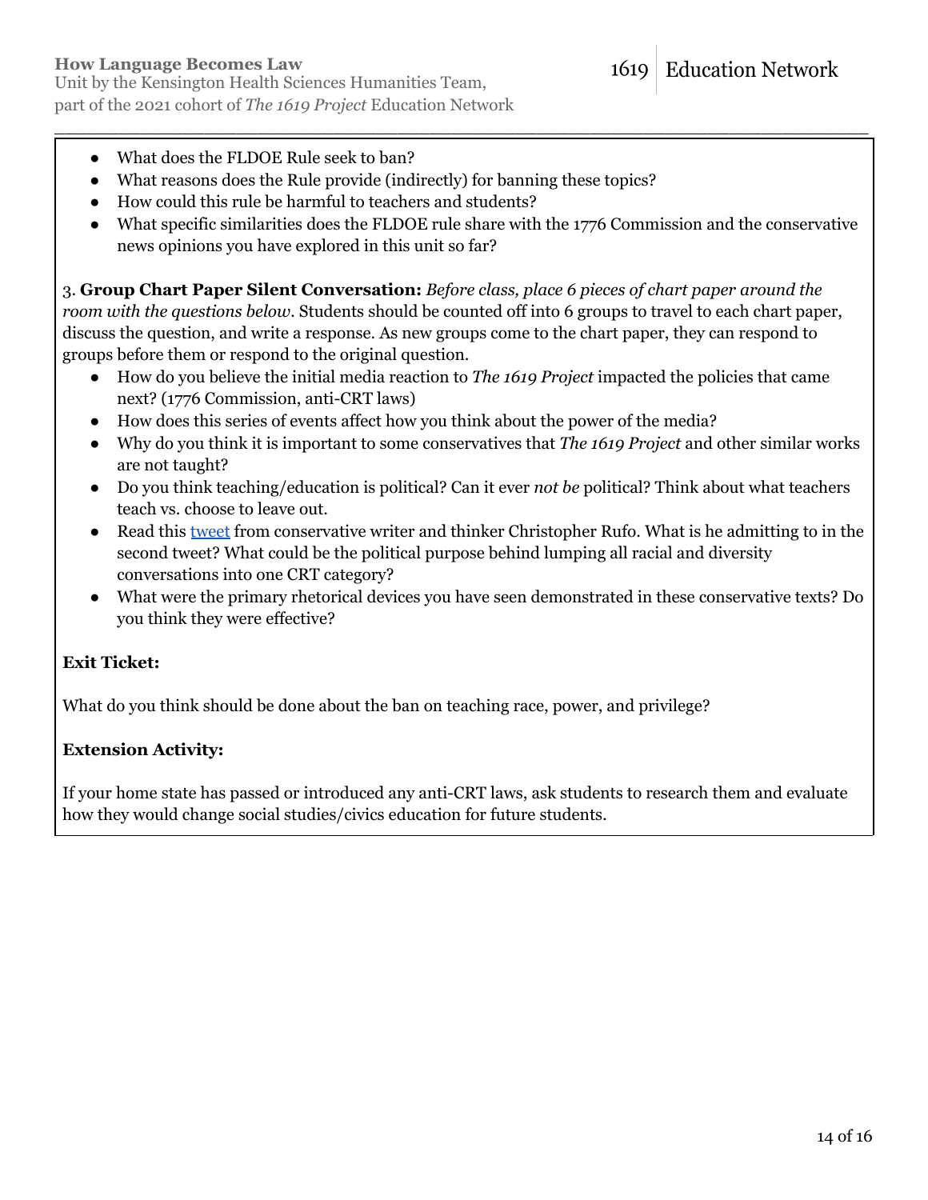- What does the FLDOE Rule seek to ban?
- What reasons does the Rule provide (indirectly) for banning these topics?
- How could this rule be harmful to teachers and students?
- What specific similarities does the FLDOE rule share with the 1776 Commission and the conservative news opinions you have explored in this unit so far?

3. **Group Chart Paper Silent Conversation:** *Before class, place 6 pieces of chart paper around the room with the questions below.* Students should be counted off into 6 groups to travel to each chart paper, discuss the question, and write a response. As new groups come to the chart paper, they can respond to groups before them or respond to the original question.

- How do you believe the initial media reaction to *The 1619 Project* impacted the policies that came next? (1776 Commission, anti-CRT laws)
- How does this series of events affect how you think about the power of the media?
- Why do you think it is important to some conservatives that *The 1619 Project* and other similar works are not taught?
- Do you think teaching/education is political? Can it ever *not be* political? Think about what teachers teach vs. choose to leave out.
- Read this [tweet]() from conservative writer and thinker Christopher Rufo. What is he admitting to in the second tweet? What could be the political purpose behind lumping all racial and diversity conversations into one CRT category?
- What were the primary rhetorical devices you have seen demonstrated in these conservative texts? Do you think they were effective?

**Exit Ticket:**

What do you think should be done about the ban on teaching race, power, and privilege?

**Extension Activity:**

If your home state has passed or introduced any anti-CRT laws, ask students to research them and evaluate how they would change social studies/civics education for future students.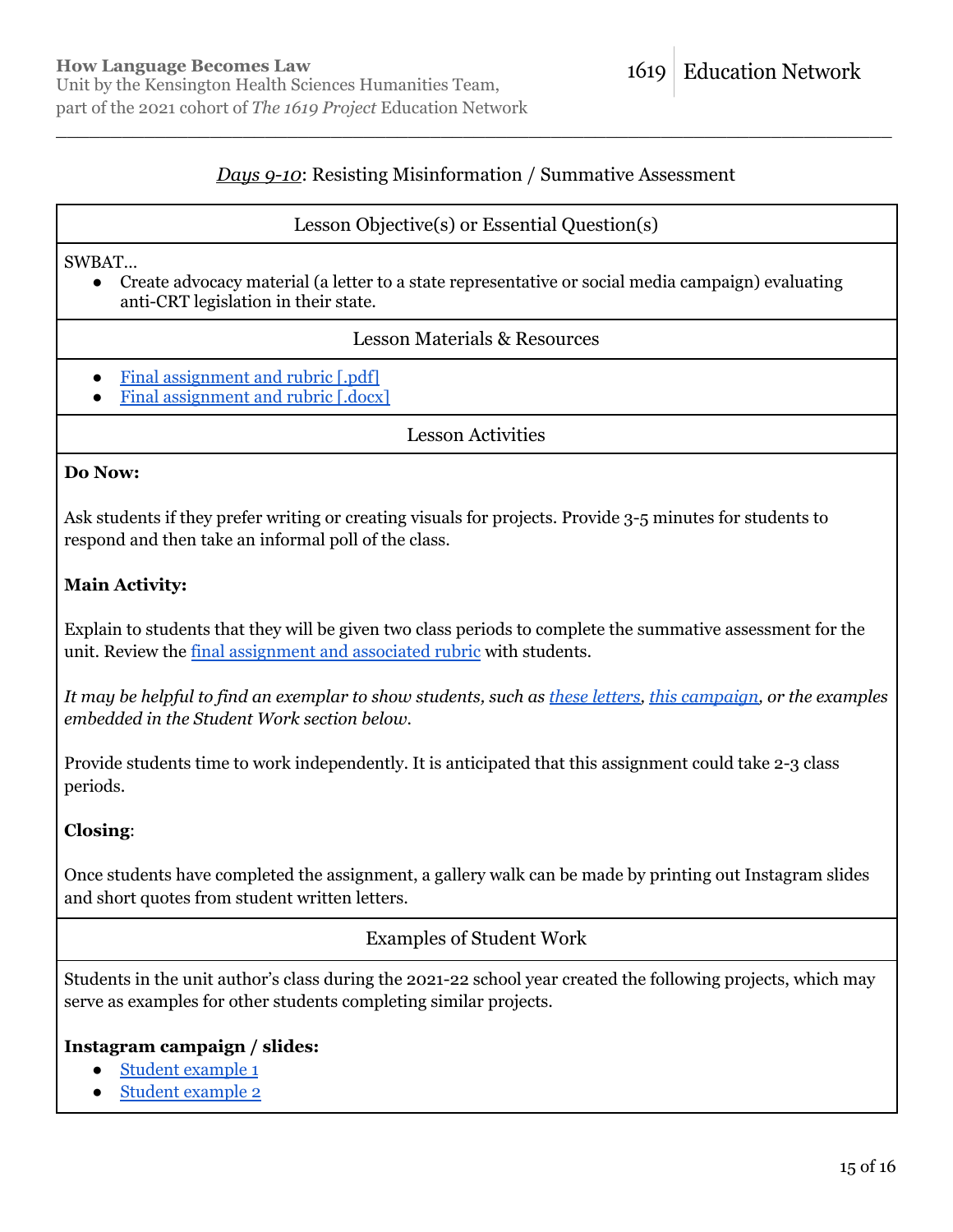## *Days 9-10*: Resisting Misinformation / Summative Assessment

### Lesson Objective(s) or Essential Question(s)

SWBAT…

- Create advocacy material (a letter to a state representative or social media campaign) evaluating anti-CRT legislation in their state.

### Lesson Materials & Resources

- Final assignment and rubric [.pdf]
- Final assignment and rubric [.docx]

### Lesson Activities

**Do Now:**

Ask students if they prefer writing or creating visuals for projects. Provide 3-5 minutes for students to respond and then take an informal poll of the class.

**Main Activity:**

Explain to students that they will be given two class periods to complete the summative assessment for the unit. Review the final assignment and associated rubric with students.

*It may be helpful to find an exemplar to show students, such as these letters, this campaign, or the examples embedded in the Student Work section below.*

Provide students time to work independently. It is anticipated that this assignment could take 2-3 class periods.

**Closing**:

Once students have completed the assignment, a gallery walk can be made by printing out Instagram slides and short quotes from student written letters.

### Examples of Student Work

Students in the unit author's class during the 2021-22 school year created the following projects, which may serve as examples for other students completing similar projects.

**Instagram campaign / slides:**

- Student example 1
- Student example 2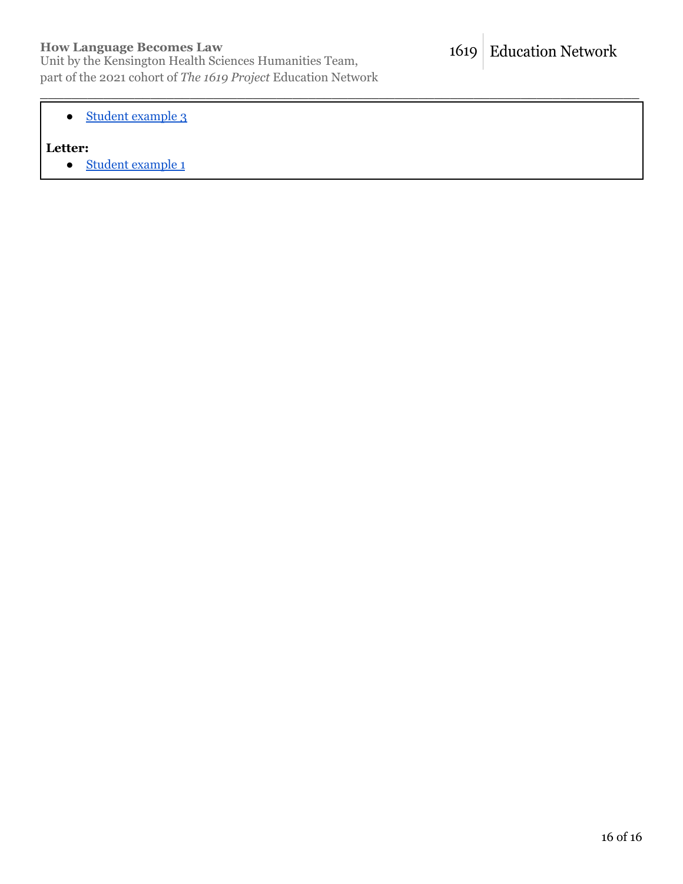- Student example 3

**Letter:**

- Student example 1